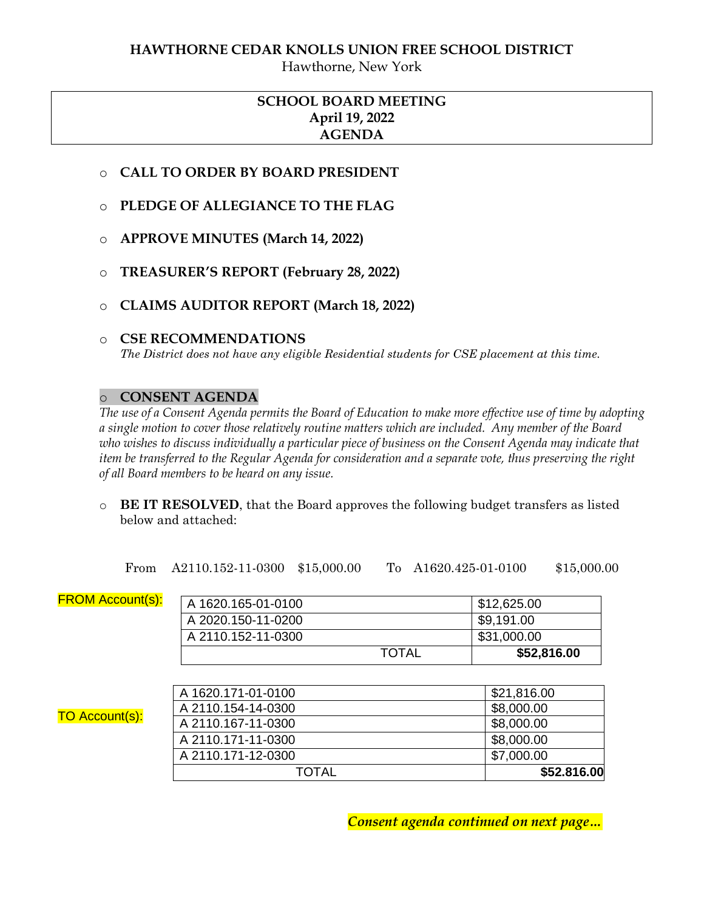**HAWTHORNE CEDAR KNOLLS UNION FREE SCHOOL DISTRICT**
Hawthorne, New York

**SCHOOL BOARD MEETING**
**April 19, 2022**
**AGENDA**

- **CALL TO ORDER BY BOARD PRESIDENT**
- **PLEDGE OF ALLEGIANCE TO THE FLAG**
- **APPROVE MINUTES (March 14, 2022)**
- **TREASURER'S REPORT (February 28, 2022)**
- **CLAIMS AUDITOR REPORT (March 18, 2022)**
- **CSE RECOMMENDATIONS**
  *The District does not have any eligible Residential students for CSE placement at this time.*

- **CONSENT AGENDA**

*The use of a Consent Agenda permits the Board of Education to make more effective use of time by adopting a single motion to cover those relatively routine matters which are included. Any member of the Board who wishes to discuss individually a particular piece of business on the Consent Agenda may indicate that item be transferred to the Regular Agenda for consideration and a separate vote, thus preserving the right of all Board members to be heard on any issue.*

- **BE IT RESOLVED**, that the Board approves the following budget transfers as listed below and attached:

From A2110.152-11-0300 $15,000.00 To A1620.425-01-0100 $15,000.00

FROM Account(s):

| Account | Amount |
|---|---|
| A 1620.165-01-0100 | $12,625.00 |
| A 2020.150-11-0200 | $9,191.00 |
| A 2110.152-11-0300 | $31,000.00 |
| TOTAL | **$52,816.00** |

TO Account(s):

| Account | Amount |
|---|---|
| A 1620.171-01-0100 | $21,816.00 |
| A 2110.154-14-0300 | $8,000.00 |
| A 2110.167-11-0300 | $8,000.00 |
| A 2110.171-11-0300 | $8,000.00 |
| A 2110.171-12-0300 | $7,000.00 |
| TOTAL | **$52.816.00** |

***Consent agenda continued on next page…***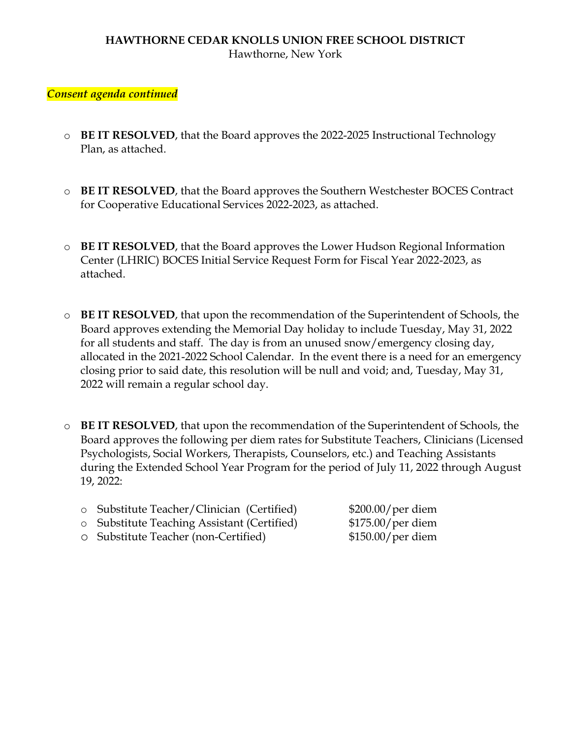**HAWTHORNE CEDAR KNOLLS UNION FREE SCHOOL DISTRICT**
Hawthorne, New York

***Consent agenda continued***

- **BE IT RESOLVED**, that the Board approves the 2022-2025 Instructional Technology Plan, as attached.

- **BE IT RESOLVED**, that the Board approves the Southern Westchester BOCES Contract for Cooperative Educational Services 2022-2023, as attached.

- **BE IT RESOLVED**, that the Board approves the Lower Hudson Regional Information Center (LHRIC) BOCES Initial Service Request Form for Fiscal Year 2022-2023, as attached.

- **BE IT RESOLVED**, that upon the recommendation of the Superintendent of Schools, the Board approves extending the Memorial Day holiday to include Tuesday, May 31, 2022 for all students and staff. The day is from an unused snow/emergency closing day, allocated in the 2021-2022 School Calendar. In the event there is a need for an emergency closing prior to said date, this resolution will be null and void; and, Tuesday, May 31, 2022 will remain a regular school day.

- **BE IT RESOLVED**, that upon the recommendation of the Superintendent of Schools, the Board approves the following per diem rates for Substitute Teachers, Clinicians (Licensed Psychologists, Social Workers, Therapists, Counselors, etc.) and Teaching Assistants during the Extended School Year Program for the period of July 11, 2022 through August 19, 2022:

  - Substitute Teacher/Clinician (Certified) $200.00/per diem
  - Substitute Teaching Assistant (Certified) $175.00/per diem
  - Substitute Teacher (non-Certified) $150.00/per diem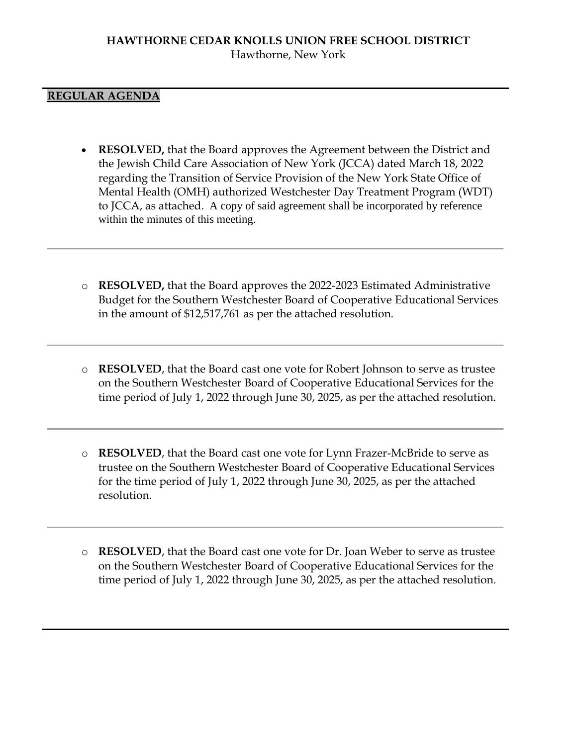**HAWTHORNE CEDAR KNOLLS UNION FREE SCHOOL DISTRICT**
Hawthorne, New York

---

**REGULAR AGENDA**

- **RESOLVED,** that the Board approves the Agreement between the District and the Jewish Child Care Association of New York (JCCA) dated March 18, 2022 regarding the Transition of Service Provision of the New York State Office of Mental Health (OMH) authorized Westchester Day Treatment Program (WDT) to JCCA, as attached. A copy of said agreement shall be incorporated by reference within the minutes of this meeting.

---

- **RESOLVED,** that the Board approves the 2022-2023 Estimated Administrative Budget for the Southern Westchester Board of Cooperative Educational Services in the amount of $12,517,761 as per the attached resolution.

---

- **RESOLVED**, that the Board cast one vote for Robert Johnson to serve as trustee on the Southern Westchester Board of Cooperative Educational Services for the time period of July 1, 2022 through June 30, 2025, as per the attached resolution.

---

- **RESOLVED**, that the Board cast one vote for Lynn Frazer-McBride to serve as trustee on the Southern Westchester Board of Cooperative Educational Services for the time period of July 1, 2022 through June 30, 2025, as per the attached resolution.

---

- **RESOLVED**, that the Board cast one vote for Dr. Joan Weber to serve as trustee on the Southern Westchester Board of Cooperative Educational Services for the time period of July 1, 2022 through June 30, 2025, as per the attached resolution.

---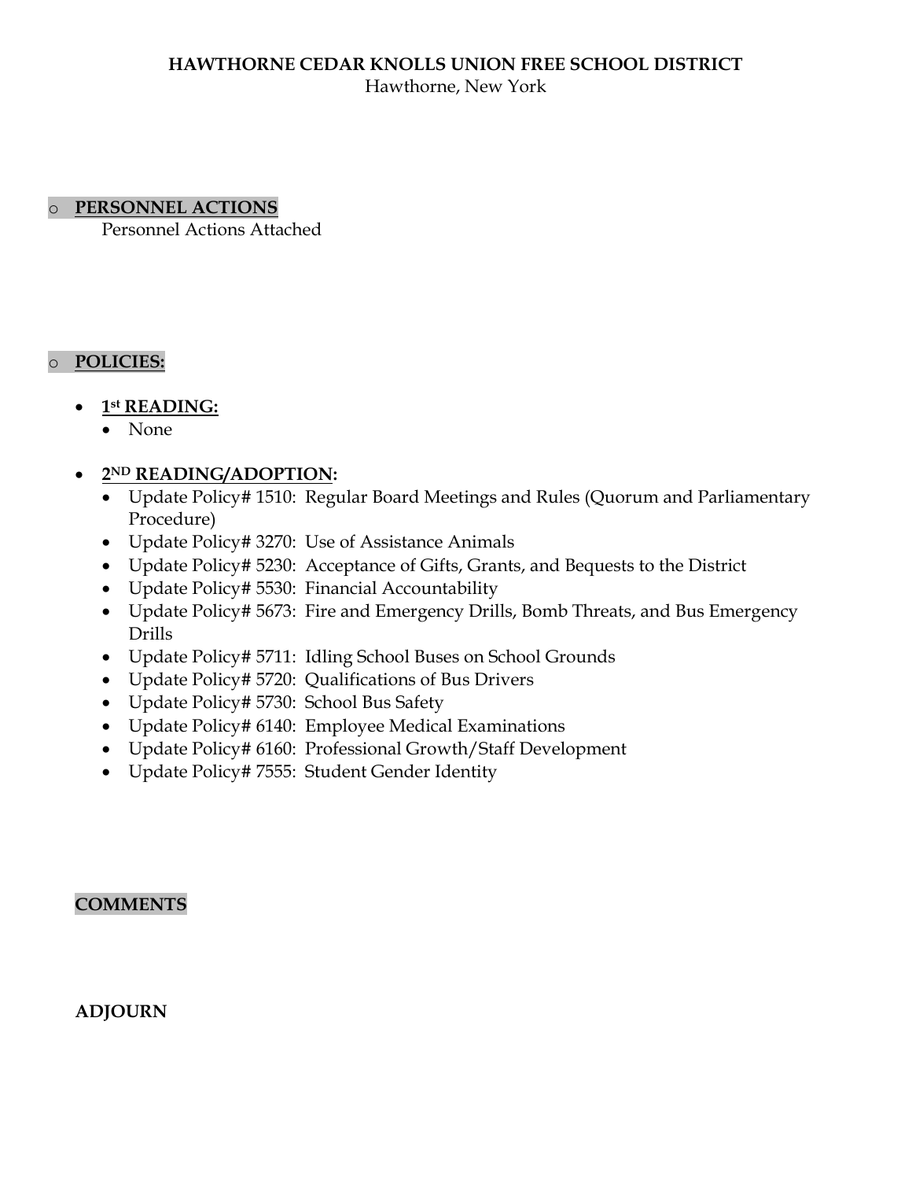**HAWTHORNE CEDAR KNOLLS UNION FREE SCHOOL DISTRICT**
Hawthorne, New York

- **PERSONNEL ACTIONS**
  Personnel Actions Attached

- **POLICIES:**

  - **1st READING:**
    - None

  - **2ND READING/ADOPTION:**
    - Update Policy# 1510: Regular Board Meetings and Rules (Quorum and Parliamentary Procedure)
    - Update Policy# 3270: Use of Assistance Animals
    - Update Policy# 5230: Acceptance of Gifts, Grants, and Bequests to the District
    - Update Policy# 5530: Financial Accountability
    - Update Policy# 5673: Fire and Emergency Drills, Bomb Threats, and Bus Emergency Drills
    - Update Policy# 5711: Idling School Buses on School Grounds
    - Update Policy# 5720: Qualifications of Bus Drivers
    - Update Policy# 5730: School Bus Safety
    - Update Policy# 6140: Employee Medical Examinations
    - Update Policy# 6160: Professional Growth/Staff Development
    - Update Policy# 7555: Student Gender Identity

**COMMENTS**

**ADJOURN**